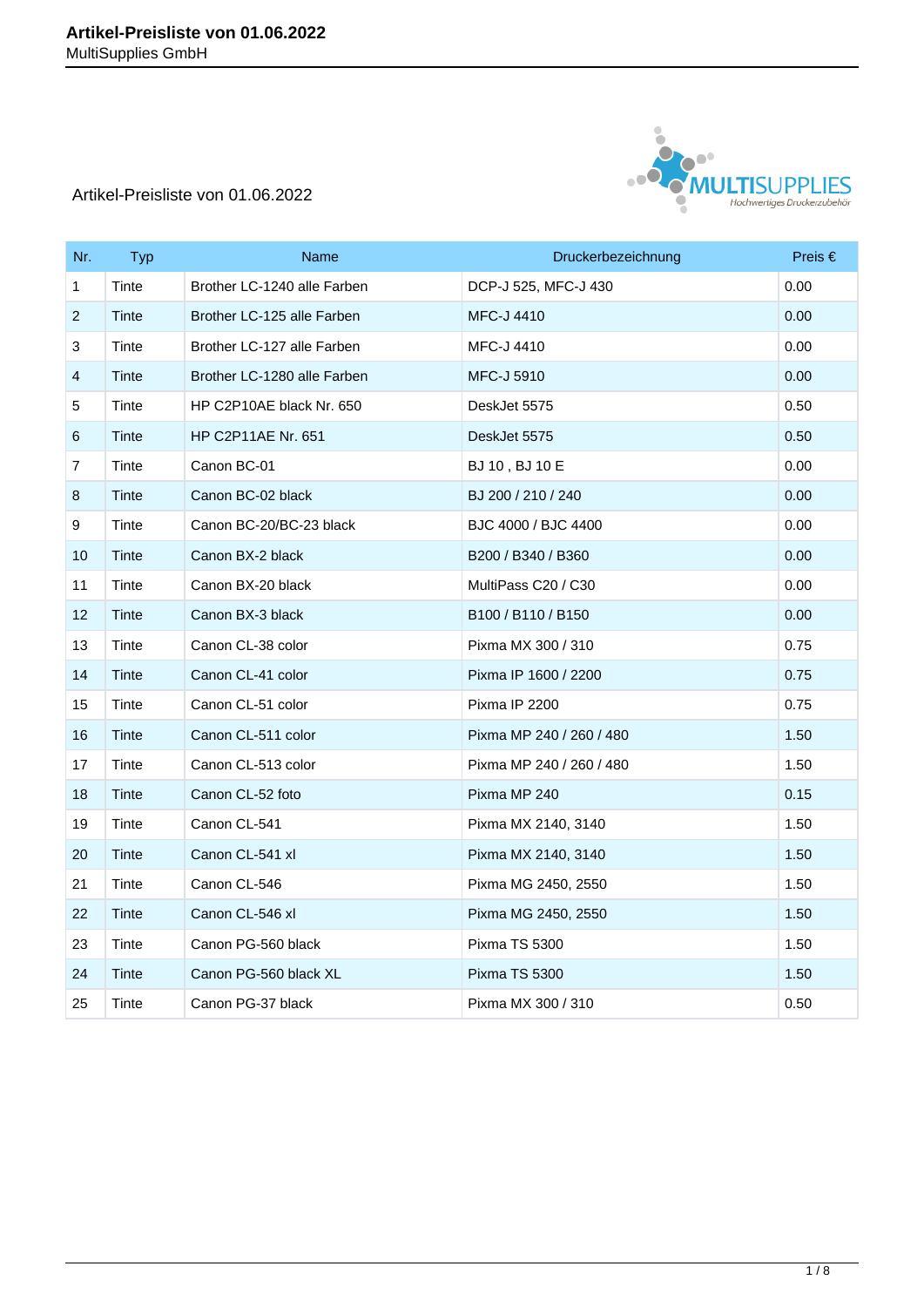# Artikel-Preisliste von 01.06.2022

MultiSupplies GmbH

Artikel-Preisliste von 01.06.2022

| Nr. | Typ | Name | Druckerbezeichnung | Preis € |
|---|---|---|---|---|
| 1 | Tinte | Brother LC-1240 alle Farben | DCP-J 525, MFC-J 430 | 0.00 |
| 2 | Tinte | Brother LC-125 alle Farben | MFC-J 4410 | 0.00 |
| 3 | Tinte | Brother LC-127 alle Farben | MFC-J 4410 | 0.00 |
| 4 | Tinte | Brother LC-1280 alle Farben | MFC-J 5910 | 0.00 |
| 5 | Tinte | HP C2P10AE black Nr. 650 | DeskJet 5575 | 0.50 |
| 6 | Tinte | HP C2P11AE Nr. 651 | DeskJet 5575 | 0.50 |
| 7 | Tinte | Canon BC-01 | BJ 10 , BJ 10 E | 0.00 |
| 8 | Tinte | Canon BC-02 black | BJ 200 / 210 / 240 | 0.00 |
| 9 | Tinte | Canon BC-20/BC-23 black | BJC 4000 / BJC 4400 | 0.00 |
| 10 | Tinte | Canon BX-2 black | B200 / B340 / B360 | 0.00 |
| 11 | Tinte | Canon BX-20 black | MultiPass C20 / C30 | 0.00 |
| 12 | Tinte | Canon BX-3 black | B100 / B110 / B150 | 0.00 |
| 13 | Tinte | Canon CL-38 color | Pixma MX 300 / 310 | 0.75 |
| 14 | Tinte | Canon CL-41 color | Pixma IP 1600 / 2200 | 0.75 |
| 15 | Tinte | Canon CL-51 color | Pixma IP 2200 | 0.75 |
| 16 | Tinte | Canon CL-511 color | Pixma MP 240 / 260 / 480 | 1.50 |
| 17 | Tinte | Canon CL-513 color | Pixma MP 240 / 260 / 480 | 1.50 |
| 18 | Tinte | Canon CL-52 foto | Pixma MP 240 | 0.15 |
| 19 | Tinte | Canon CL-541 | Pixma MX 2140, 3140 | 1.50 |
| 20 | Tinte | Canon CL-541 xl | Pixma MX 2140, 3140 | 1.50 |
| 21 | Tinte | Canon CL-546 | Pixma MG 2450, 2550 | 1.50 |
| 22 | Tinte | Canon CL-546 xl | Pixma MG 2450, 2550 | 1.50 |
| 23 | Tinte | Canon PG-560 black | Pixma TS 5300 | 1.50 |
| 24 | Tinte | Canon PG-560 black XL | Pixma TS 5300 | 1.50 |
| 25 | Tinte | Canon PG-37 black | Pixma MX 300 / 310 | 0.50 |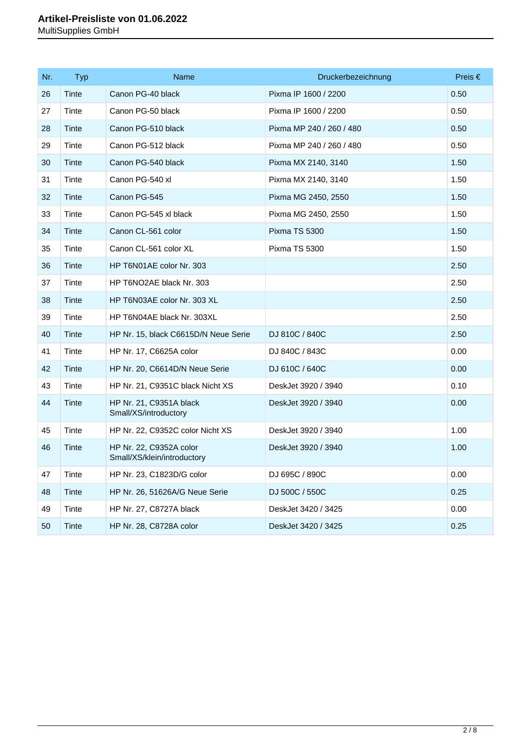| Nr. | Typ | Name | Druckerbezeichnung | Preis € |
|---|---|---|---|---|
| 26 | Tinte | Canon PG-40 black | Pixma IP 1600 / 2200 | 0.50 |
| 27 | Tinte | Canon PG-50 black | Pixma IP 1600 / 2200 | 0.50 |
| 28 | Tinte | Canon PG-510 black | Pixma MP 240 / 260 / 480 | 0.50 |
| 29 | Tinte | Canon PG-512 black | Pixma MP 240 / 260 / 480 | 0.50 |
| 30 | Tinte | Canon PG-540 black | Pixma MX 2140, 3140 | 1.50 |
| 31 | Tinte | Canon PG-540 xl | Pixma MX 2140, 3140 | 1.50 |
| 32 | Tinte | Canon PG-545 | Pixma MG 2450, 2550 | 1.50 |
| 33 | Tinte | Canon PG-545 xl black | Pixma MG 2450, 2550 | 1.50 |
| 34 | Tinte | Canon CL-561 color | Pixma TS 5300 | 1.50 |
| 35 | Tinte | Canon CL-561 color XL | Pixma TS 5300 | 1.50 |
| 36 | Tinte | HP T6N01AE color Nr. 303 | | 2.50 |
| 37 | Tinte | HP T6NO2AE black Nr. 303 | | 2.50 |
| 38 | Tinte | HP T6N03AE color Nr. 303 XL | | 2.50 |
| 39 | Tinte | HP T6N04AE black Nr. 303XL | | 2.50 |
| 40 | Tinte | HP Nr. 15, black C6615D/N Neue Serie | DJ 810C / 840C | 2.50 |
| 41 | Tinte | HP Nr. 17, C6625A color | DJ 840C / 843C | 0.00 |
| 42 | Tinte | HP Nr. 20, C6614D/N Neue Serie | DJ 610C / 640C | 0.00 |
| 43 | Tinte | HP Nr. 21, C9351C black Nicht XS | DeskJet 3920 / 3940 | 0.10 |
| 44 | Tinte | HP Nr. 21, C9351A black Small/XS/introductory | DeskJet 3920 / 3940 | 0.00 |
| 45 | Tinte | HP Nr. 22, C9352C color Nicht XS | DeskJet 3920 / 3940 | 1.00 |
| 46 | Tinte | HP Nr. 22, C9352A color Small/XS/klein/introductory | DeskJet 3920 / 3940 | 1.00 |
| 47 | Tinte | HP Nr. 23, C1823D/G color | DJ 695C / 890C | 0.00 |
| 48 | Tinte | HP Nr. 26, 51626A/G Neue Serie | DJ 500C / 550C | 0.25 |
| 49 | Tinte | HP Nr. 27, C8727A black | DeskJet 3420 / 3425 | 0.00 |
| 50 | Tinte | HP Nr. 28, C8728A color | DeskJet 3420 / 3425 | 0.25 |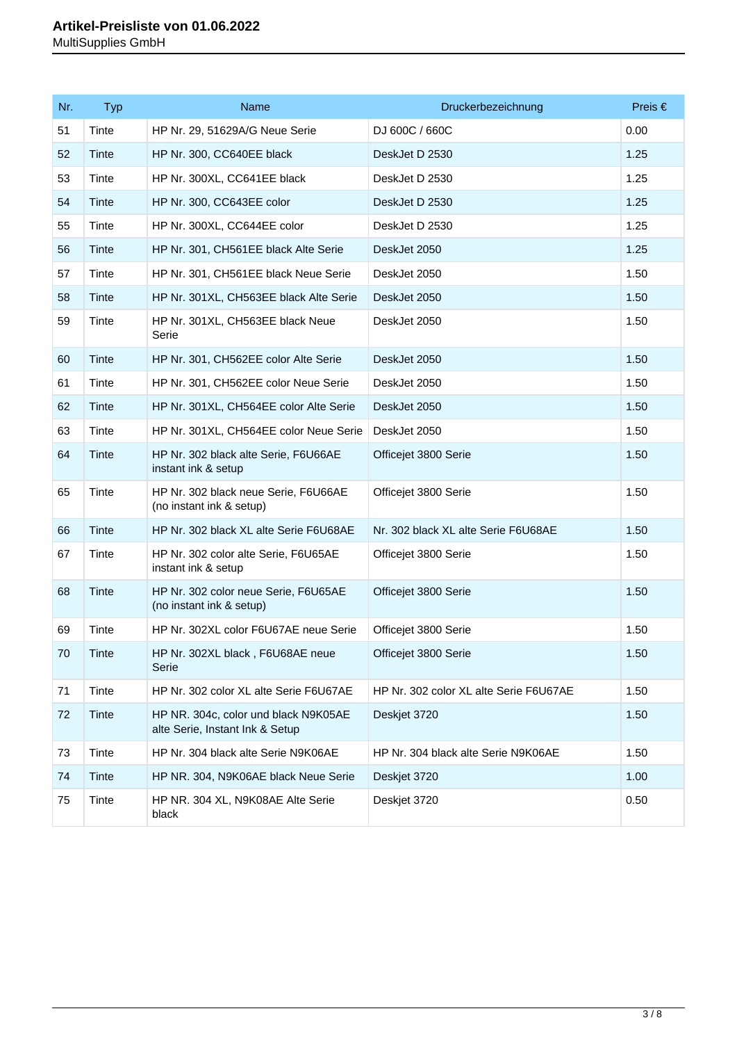# Artikel-Preisliste von 01.06.2022

MultiSupplies GmbH

| Nr. | Typ | Name | Druckerbezeichnung | Preis € |
|---|---|---|---|---|
| 51 | Tinte | HP Nr. 29, 51629A/G Neue Serie | DJ 600C / 660C | 0.00 |
| 52 | Tinte | HP Nr. 300, CC640EE black | DeskJet D 2530 | 1.25 |
| 53 | Tinte | HP Nr. 300XL, CC641EE black | DeskJet D 2530 | 1.25 |
| 54 | Tinte | HP Nr. 300, CC643EE color | DeskJet D 2530 | 1.25 |
| 55 | Tinte | HP Nr. 300XL, CC644EE color | DeskJet D 2530 | 1.25 |
| 56 | Tinte | HP Nr. 301, CH561EE black Alte Serie | DeskJet 2050 | 1.25 |
| 57 | Tinte | HP Nr. 301, CH561EE black Neue Serie | DeskJet 2050 | 1.50 |
| 58 | Tinte | HP Nr. 301XL, CH563EE black Alte Serie | DeskJet 2050 | 1.50 |
| 59 | Tinte | HP Nr. 301XL, CH563EE black Neue Serie | DeskJet 2050 | 1.50 |
| 60 | Tinte | HP Nr. 301, CH562EE color Alte Serie | DeskJet 2050 | 1.50 |
| 61 | Tinte | HP Nr. 301, CH562EE color Neue Serie | DeskJet 2050 | 1.50 |
| 62 | Tinte | HP Nr. 301XL, CH564EE color Alte Serie | DeskJet 2050 | 1.50 |
| 63 | Tinte | HP Nr. 301XL, CH564EE color Neue Serie | DeskJet 2050 | 1.50 |
| 64 | Tinte | HP Nr. 302 black alte Serie, F6U66AE instant ink & setup | Officejet 3800 Serie | 1.50 |
| 65 | Tinte | HP Nr. 302 black neue Serie, F6U66AE (no instant ink & setup) | Officejet 3800 Serie | 1.50 |
| 66 | Tinte | HP Nr. 302 black XL alte Serie F6U68AE | Nr. 302 black XL alte Serie F6U68AE | 1.50 |
| 67 | Tinte | HP Nr. 302 color alte Serie, F6U65AE instant ink & setup | Officejet 3800 Serie | 1.50 |
| 68 | Tinte | HP Nr. 302 color neue Serie, F6U65AE (no instant ink & setup) | Officejet 3800 Serie | 1.50 |
| 69 | Tinte | HP Nr. 302XL color F6U67AE neue Serie | Officejet 3800 Serie | 1.50 |
| 70 | Tinte | HP Nr. 302XL black , F6U68AE neue Serie | Officejet 3800 Serie | 1.50 |
| 71 | Tinte | HP Nr. 302 color XL alte Serie F6U67AE | HP Nr. 302 color XL alte Serie F6U67AE | 1.50 |
| 72 | Tinte | HP NR. 304c, color und black N9K05AE alte Serie, Instant Ink & Setup | Deskjet 3720 | 1.50 |
| 73 | Tinte | HP Nr. 304 black alte Serie N9K06AE | HP Nr. 304 black alte Serie N9K06AE | 1.50 |
| 74 | Tinte | HP NR. 304, N9K06AE black Neue Serie | Deskjet 3720 | 1.00 |
| 75 | Tinte | HP NR. 304 XL, N9K08AE Alte Serie black | Deskjet 3720 | 0.50 |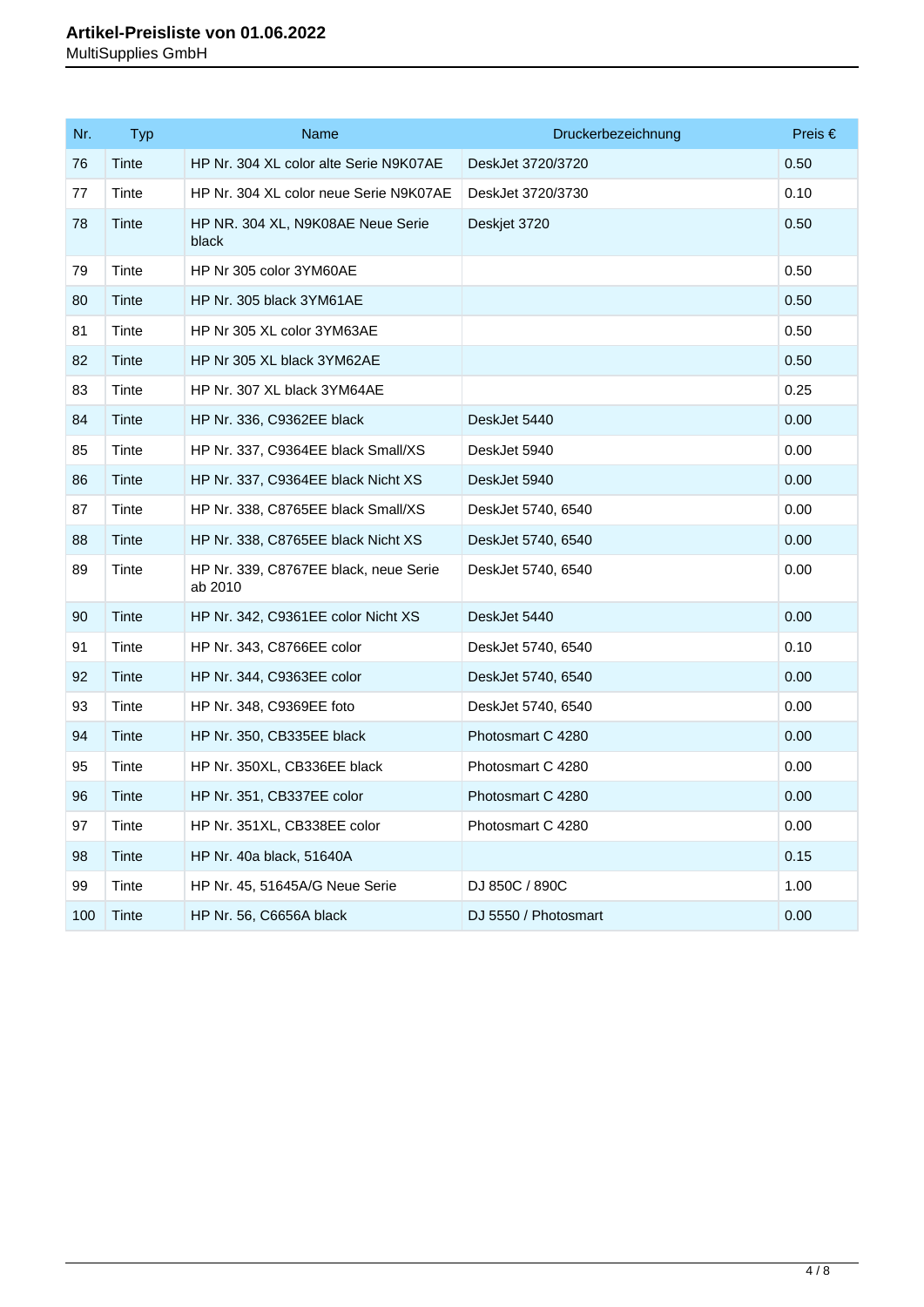| Nr. | Typ | Name | Druckerbezeichnung | Preis € |
|---|---|---|---|---|
| 76 | Tinte | HP Nr. 304 XL color alte Serie N9K07AE | DeskJet 3720/3720 | 0.50 |
| 77 | Tinte | HP Nr. 304 XL color neue Serie N9K07AE | DeskJet 3720/3730 | 0.10 |
| 78 | Tinte | HP NR. 304 XL, N9K08AE Neue Serie black | Deskjet 3720 | 0.50 |
| 79 | Tinte | HP Nr 305 color 3YM60AE | | 0.50 |
| 80 | Tinte | HP Nr. 305 black 3YM61AE | | 0.50 |
| 81 | Tinte | HP Nr 305 XL color 3YM63AE | | 0.50 |
| 82 | Tinte | HP Nr 305 XL black 3YM62AE | | 0.50 |
| 83 | Tinte | HP Nr. 307 XL black 3YM64AE | | 0.25 |
| 84 | Tinte | HP Nr. 336, C9362EE black | DeskJet 5440 | 0.00 |
| 85 | Tinte | HP Nr. 337, C9364EE black Small/XS | DeskJet 5940 | 0.00 |
| 86 | Tinte | HP Nr. 337, C9364EE black Nicht XS | DeskJet 5940 | 0.00 |
| 87 | Tinte | HP Nr. 338, C8765EE black Small/XS | DeskJet 5740, 6540 | 0.00 |
| 88 | Tinte | HP Nr. 338, C8765EE black Nicht XS | DeskJet 5740, 6540 | 0.00 |
| 89 | Tinte | HP Nr. 339, C8767EE black, neue Serie ab 2010 | DeskJet 5740, 6540 | 0.00 |
| 90 | Tinte | HP Nr. 342, C9361EE color Nicht XS | DeskJet 5440 | 0.00 |
| 91 | Tinte | HP Nr. 343, C8766EE color | DeskJet 5740, 6540 | 0.10 |
| 92 | Tinte | HP Nr. 344, C9363EE color | DeskJet 5740, 6540 | 0.00 |
| 93 | Tinte | HP Nr. 348, C9369EE foto | DeskJet 5740, 6540 | 0.00 |
| 94 | Tinte | HP Nr. 350, CB335EE black | Photosmart C 4280 | 0.00 |
| 95 | Tinte | HP Nr. 350XL, CB336EE black | Photosmart C 4280 | 0.00 |
| 96 | Tinte | HP Nr. 351, CB337EE color | Photosmart C 4280 | 0.00 |
| 97 | Tinte | HP Nr. 351XL, CB338EE color | Photosmart C 4280 | 0.00 |
| 98 | Tinte | HP Nr. 40a black, 51640A | | 0.15 |
| 99 | Tinte | HP Nr. 45, 51645A/G Neue Serie | DJ 850C / 890C | 1.00 |
| 100 | Tinte | HP Nr. 56, C6656A black | DJ 5550 / Photosmart | 0.00 |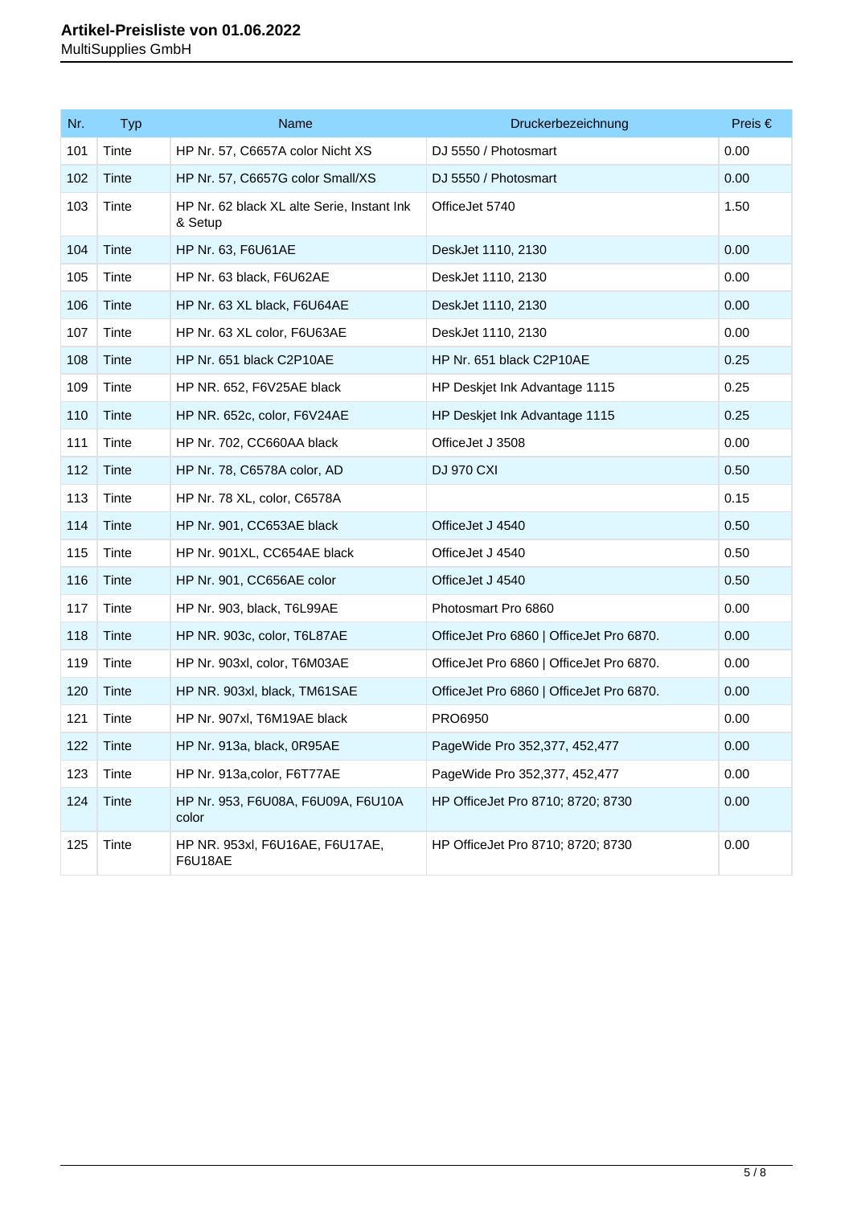**Artikel-Preisliste von 01.06.2022**
MultiSupplies GmbH

| Nr. | Typ | Name | Druckerbezeichnung | Preis € |
|---|---|---|---|---|
| 101 | Tinte | HP Nr. 57, C6657A color Nicht XS | DJ 5550 / Photosmart | 0.00 |
| 102 | Tinte | HP Nr. 57, C6657G color Small/XS | DJ 5550 / Photosmart | 0.00 |
| 103 | Tinte | HP Nr. 62 black XL alte Serie, Instant Ink & Setup | OfficeJet 5740 | 1.50 |
| 104 | Tinte | HP Nr. 63, F6U61AE | DeskJet 1110, 2130 | 0.00 |
| 105 | Tinte | HP Nr. 63 black, F6U62AE | DeskJet 1110, 2130 | 0.00 |
| 106 | Tinte | HP Nr. 63 XL black, F6U64AE | DeskJet 1110, 2130 | 0.00 |
| 107 | Tinte | HP Nr. 63 XL color, F6U63AE | DeskJet 1110, 2130 | 0.00 |
| 108 | Tinte | HP Nr. 651 black C2P10AE | HP Nr. 651 black C2P10AE | 0.25 |
| 109 | Tinte | HP NR. 652, F6V25AE black | HP Deskjet Ink Advantage 1115 | 0.25 |
| 110 | Tinte | HP NR. 652c, color, F6V24AE | HP Deskjet Ink Advantage 1115 | 0.25 |
| 111 | Tinte | HP Nr. 702, CC660AA black | OfficeJet J 3508 | 0.00 |
| 112 | Tinte | HP Nr. 78, C6578A color, AD | DJ 970 CXI | 0.50 |
| 113 | Tinte | HP Nr. 78 XL, color, C6578A | | 0.15 |
| 114 | Tinte | HP Nr. 901, CC653AE black | OfficeJet J 4540 | 0.50 |
| 115 | Tinte | HP Nr. 901XL, CC654AE black | OfficeJet J 4540 | 0.50 |
| 116 | Tinte | HP Nr. 901, CC656AE color | OfficeJet J 4540 | 0.50 |
| 117 | Tinte | HP Nr. 903, black, T6L99AE | Photosmart Pro 6860 | 0.00 |
| 118 | Tinte | HP NR. 903c, color, T6L87AE | OfficeJet Pro 6860 \| OfficeJet Pro 6870. | 0.00 |
| 119 | Tinte | HP Nr. 903xl, color, T6M03AE | OfficeJet Pro 6860 \| OfficeJet Pro 6870. | 0.00 |
| 120 | Tinte | HP NR. 903xl, black, TM61SAE | OfficeJet Pro 6860 \| OfficeJet Pro 6870. | 0.00 |
| 121 | Tinte | HP Nr. 907xl, T6M19AE black | PRO6950 | 0.00 |
| 122 | Tinte | HP Nr. 913a, black, 0R95AE | PageWide Pro 352,377, 452,477 | 0.00 |
| 123 | Tinte | HP Nr. 913a,color, F6T77AE | PageWide Pro 352,377, 452,477 | 0.00 |
| 124 | Tinte | HP Nr. 953, F6U08A, F6U09A, F6U10A color | HP OfficeJet Pro 8710; 8720; 8730 | 0.00 |
| 125 | Tinte | HP NR. 953xl, F6U16AE, F6U17AE, F6U18AE | HP OfficeJet Pro 8710; 8720; 8730 | 0.00 |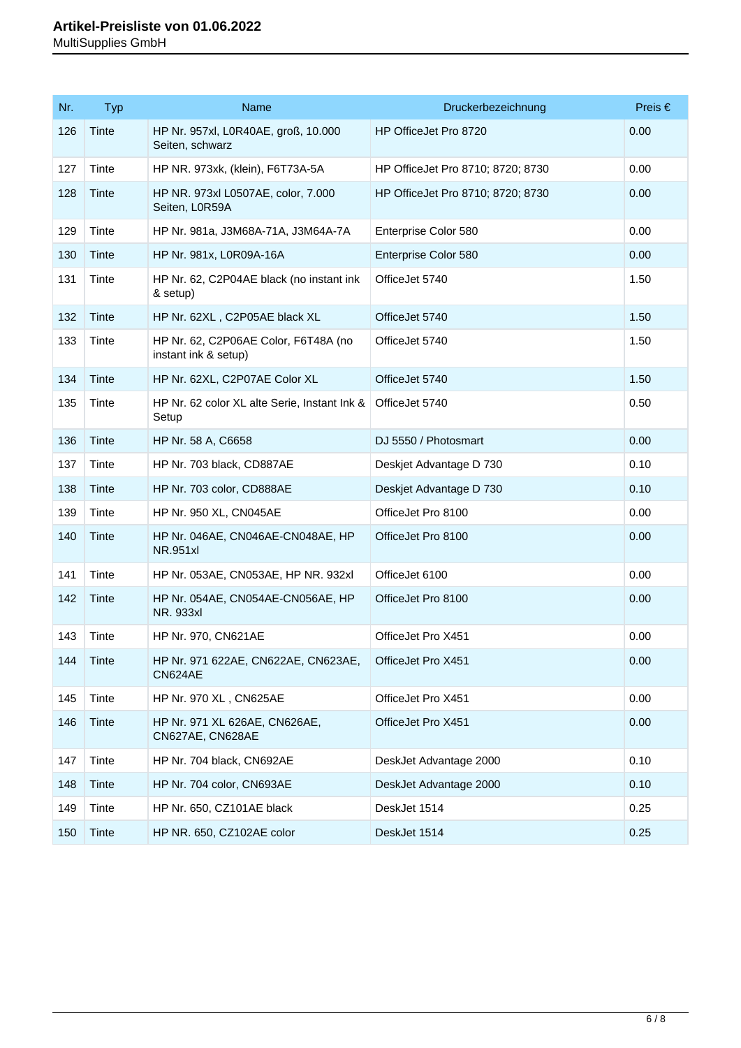# Artikel-Preisliste von 01.06.2022

MultiSupplies GmbH

| Nr. | Typ | Name | Druckerbezeichnung | Preis € |
|---|---|---|---|---|
| 126 | Tinte | HP Nr. 957xl, L0R40AE, groß, 10.000 Seiten, schwarz | HP OfficeJet Pro 8720 | 0.00 |
| 127 | Tinte | HP NR. 973xk, (klein), F6T73A-5A | HP OfficeJet Pro 8710; 8720; 8730 | 0.00 |
| 128 | Tinte | HP NR. 973xl L0507AE, color, 7.000 Seiten, L0R59A | HP OfficeJet Pro 8710; 8720; 8730 | 0.00 |
| 129 | Tinte | HP Nr. 981a, J3M68A-71A, J3M64A-7A | Enterprise Color 580 | 0.00 |
| 130 | Tinte | HP Nr. 981x, L0R09A-16A | Enterprise Color 580 | 0.00 |
| 131 | Tinte | HP Nr. 62, C2P04AE black (no instant ink & setup) | OfficeJet 5740 | 1.50 |
| 132 | Tinte | HP Nr. 62XL , C2P05AE black XL | OfficeJet 5740 | 1.50 |
| 133 | Tinte | HP Nr. 62, C2P06AE Color, F6T48A (no instant ink & setup) | OfficeJet 5740 | 1.50 |
| 134 | Tinte | HP Nr. 62XL, C2P07AE Color XL | OfficeJet 5740 | 1.50 |
| 135 | Tinte | HP Nr. 62 color XL alte Serie, Instant Ink & Setup | OfficeJet 5740 | 0.50 |
| 136 | Tinte | HP Nr. 58 A, C6658 | DJ 5550 / Photosmart | 0.00 |
| 137 | Tinte | HP Nr. 703 black, CD887AE | Deskjet Advantage D 730 | 0.10 |
| 138 | Tinte | HP Nr. 703 color, CD888AE | Deskjet Advantage D 730 | 0.10 |
| 139 | Tinte | HP Nr. 950 XL, CN045AE | OfficeJet Pro 8100 | 0.00 |
| 140 | Tinte | HP Nr. 046AE, CN046AE-CN048AE, HP NR.951xl | OfficeJet Pro 8100 | 0.00 |
| 141 | Tinte | HP Nr. 053AE, CN053AE, HP NR. 932xl | OfficeJet 6100 | 0.00 |
| 142 | Tinte | HP Nr. 054AE, CN054AE-CN056AE, HP NR. 933xl | OfficeJet Pro 8100 | 0.00 |
| 143 | Tinte | HP Nr. 970, CN621AE | OfficeJet Pro X451 | 0.00 |
| 144 | Tinte | HP Nr. 971 622AE, CN622AE, CN623AE, CN624AE | OfficeJet Pro X451 | 0.00 |
| 145 | Tinte | HP Nr. 970 XL , CN625AE | OfficeJet Pro X451 | 0.00 |
| 146 | Tinte | HP Nr. 971 XL 626AE, CN626AE, CN627AE, CN628AE | OfficeJet Pro X451 | 0.00 |
| 147 | Tinte | HP Nr. 704 black, CN692AE | DeskJet Advantage 2000 | 0.10 |
| 148 | Tinte | HP Nr. 704 color, CN693AE | DeskJet Advantage 2000 | 0.10 |
| 149 | Tinte | HP Nr. 650, CZ101AE black | DeskJet 1514 | 0.25 |
| 150 | Tinte | HP NR. 650, CZ102AE color | DeskJet 1514 | 0.25 |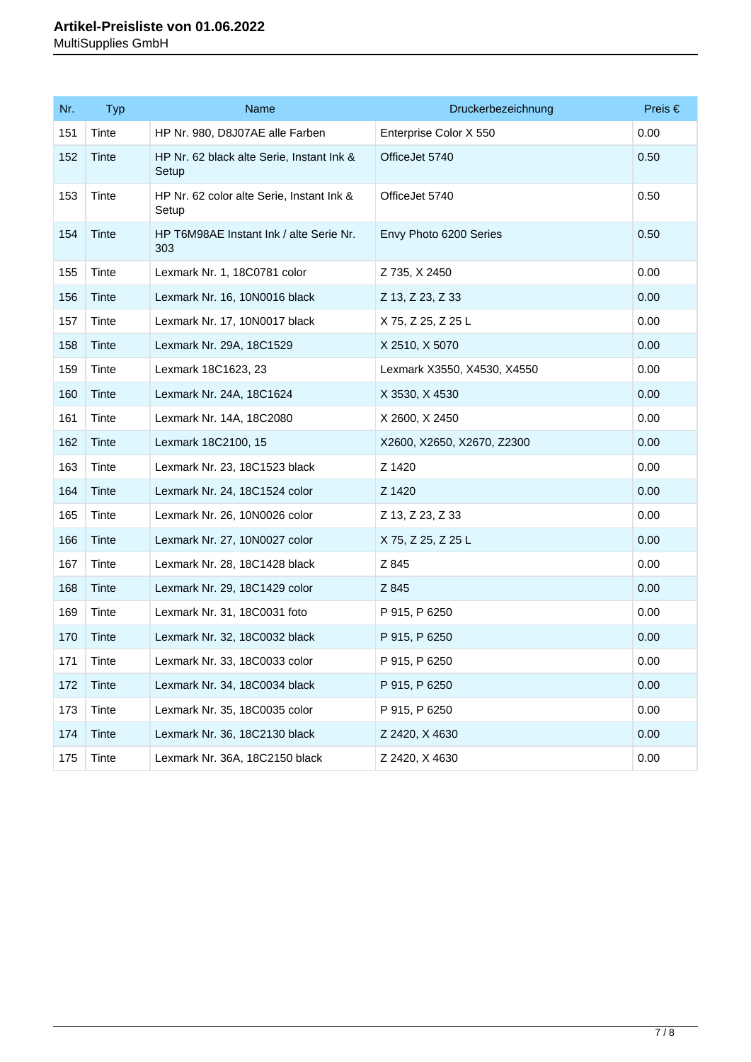| Nr. | Typ | Name | Druckerbezeichnung | Preis € |
|---|---|---|---|---|
| 151 | Tinte | HP Nr. 980, D8J07AE alle Farben | Enterprise Color X 550 | 0.00 |
| 152 | Tinte | HP Nr. 62 black alte Serie, Instant Ink & Setup | OfficeJet 5740 | 0.50 |
| 153 | Tinte | HP Nr. 62 color alte Serie, Instant Ink & Setup | OfficeJet 5740 | 0.50 |
| 154 | Tinte | HP T6M98AE Instant Ink / alte Serie Nr. 303 | Envy Photo 6200 Series | 0.50 |
| 155 | Tinte | Lexmark Nr. 1, 18C0781 color | Z 735, X 2450 | 0.00 |
| 156 | Tinte | Lexmark Nr. 16, 10N0016 black | Z 13, Z 23, Z 33 | 0.00 |
| 157 | Tinte | Lexmark Nr. 17, 10N0017 black | X 75, Z 25, Z 25 L | 0.00 |
| 158 | Tinte | Lexmark Nr. 29A, 18C1529 | X 2510, X 5070 | 0.00 |
| 159 | Tinte | Lexmark 18C1623, 23 | Lexmark X3550, X4530, X4550 | 0.00 |
| 160 | Tinte | Lexmark Nr. 24A, 18C1624 | X 3530, X 4530 | 0.00 |
| 161 | Tinte | Lexmark Nr. 14A, 18C2080 | X 2600, X 2450 | 0.00 |
| 162 | Tinte | Lexmark 18C2100, 15 | X2600, X2650, X2670, Z2300 | 0.00 |
| 163 | Tinte | Lexmark Nr. 23, 18C1523 black | Z 1420 | 0.00 |
| 164 | Tinte | Lexmark Nr. 24, 18C1524 color | Z 1420 | 0.00 |
| 165 | Tinte | Lexmark Nr. 26, 10N0026 color | Z 13, Z 23, Z 33 | 0.00 |
| 166 | Tinte | Lexmark Nr. 27, 10N0027 color | X 75, Z 25, Z 25 L | 0.00 |
| 167 | Tinte | Lexmark Nr. 28, 18C1428 black | Z 845 | 0.00 |
| 168 | Tinte | Lexmark Nr. 29, 18C1429 color | Z 845 | 0.00 |
| 169 | Tinte | Lexmark Nr. 31, 18C0031 foto | P 915, P 6250 | 0.00 |
| 170 | Tinte | Lexmark Nr. 32, 18C0032 black | P 915, P 6250 | 0.00 |
| 171 | Tinte | Lexmark Nr. 33, 18C0033 color | P 915, P 6250 | 0.00 |
| 172 | Tinte | Lexmark Nr. 34, 18C0034 black | P 915, P 6250 | 0.00 |
| 173 | Tinte | Lexmark Nr. 35, 18C0035 color | P 915, P 6250 | 0.00 |
| 174 | Tinte | Lexmark Nr. 36, 18C2130 black | Z 2420, X 4630 | 0.00 |
| 175 | Tinte | Lexmark Nr. 36A, 18C2150 black | Z 2420, X 4630 | 0.00 |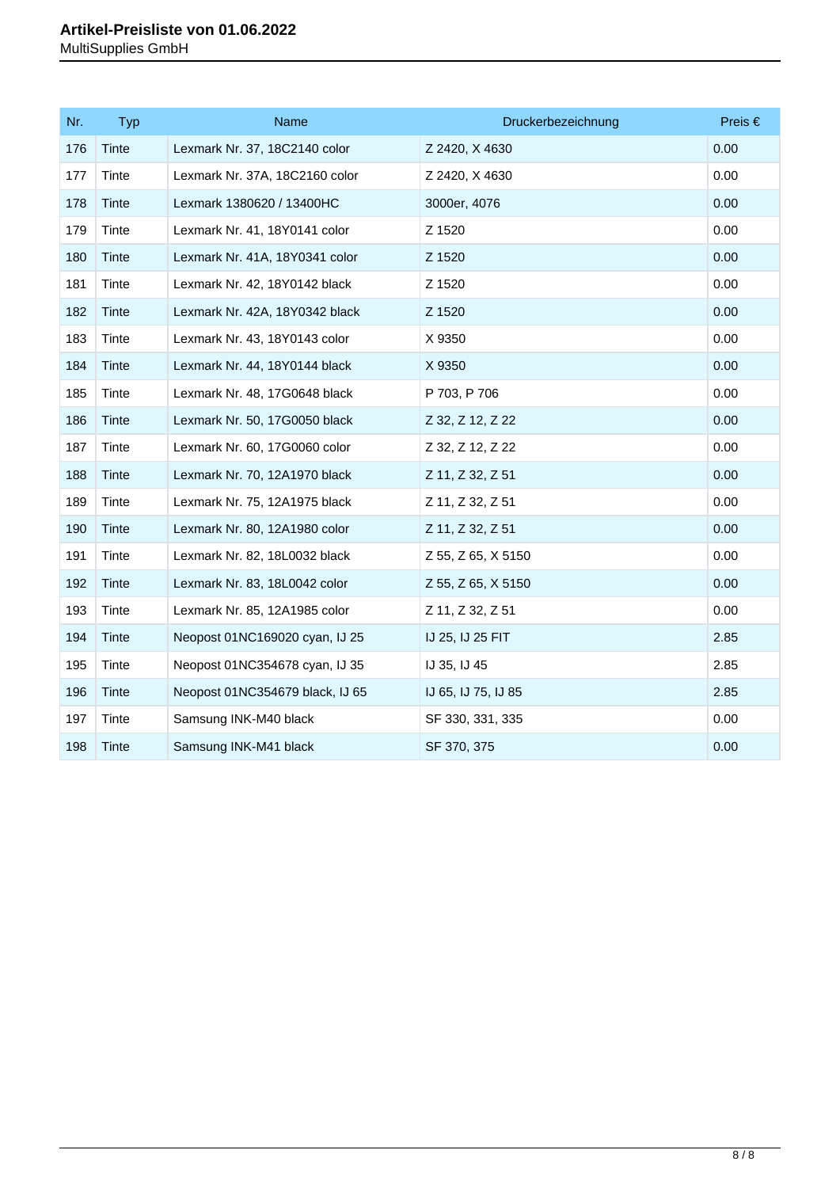| Nr. | Typ | Name | Druckerbezeichnung | Preis € |
|---|---|---|---|---|
| 176 | Tinte | Lexmark Nr. 37, 18C2140 color | Z 2420, X 4630 | 0.00 |
| 177 | Tinte | Lexmark Nr. 37A, 18C2160 color | Z 2420, X 4630 | 0.00 |
| 178 | Tinte | Lexmark 1380620 / 13400HC | 3000er, 4076 | 0.00 |
| 179 | Tinte | Lexmark Nr. 41, 18Y0141 color | Z 1520 | 0.00 |
| 180 | Tinte | Lexmark Nr. 41A, 18Y0341 color | Z 1520 | 0.00 |
| 181 | Tinte | Lexmark Nr. 42, 18Y0142 black | Z 1520 | 0.00 |
| 182 | Tinte | Lexmark Nr. 42A, 18Y0342 black | Z 1520 | 0.00 |
| 183 | Tinte | Lexmark Nr. 43, 18Y0143 color | X 9350 | 0.00 |
| 184 | Tinte | Lexmark Nr. 44, 18Y0144 black | X 9350 | 0.00 |
| 185 | Tinte | Lexmark Nr. 48, 17G0648 black | P 703, P 706 | 0.00 |
| 186 | Tinte | Lexmark Nr. 50, 17G0050 black | Z 32, Z 12, Z 22 | 0.00 |
| 187 | Tinte | Lexmark Nr. 60, 17G0060 color | Z 32, Z 12, Z 22 | 0.00 |
| 188 | Tinte | Lexmark Nr. 70, 12A1970 black | Z 11, Z 32, Z 51 | 0.00 |
| 189 | Tinte | Lexmark Nr. 75, 12A1975 black | Z 11, Z 32, Z 51 | 0.00 |
| 190 | Tinte | Lexmark Nr. 80, 12A1980 color | Z 11, Z 32, Z 51 | 0.00 |
| 191 | Tinte | Lexmark Nr. 82, 18L0032 black | Z 55, Z 65, X 5150 | 0.00 |
| 192 | Tinte | Lexmark Nr. 83, 18L0042 color | Z 55, Z 65, X 5150 | 0.00 |
| 193 | Tinte | Lexmark Nr. 85, 12A1985 color | Z 11, Z 32, Z 51 | 0.00 |
| 194 | Tinte | Neopost 01NC169020 cyan, IJ 25 | IJ 25, IJ 25 FIT | 2.85 |
| 195 | Tinte | Neopost 01NC354678 cyan, IJ 35 | IJ 35, IJ 45 | 2.85 |
| 196 | Tinte | Neopost 01NC354679 black, IJ 65 | IJ 65, IJ 75, IJ 85 | 2.85 |
| 197 | Tinte | Samsung INK-M40 black | SF 330, 331, 335 | 0.00 |
| 198 | Tinte | Samsung INK-M41 black | SF 370, 375 | 0.00 |